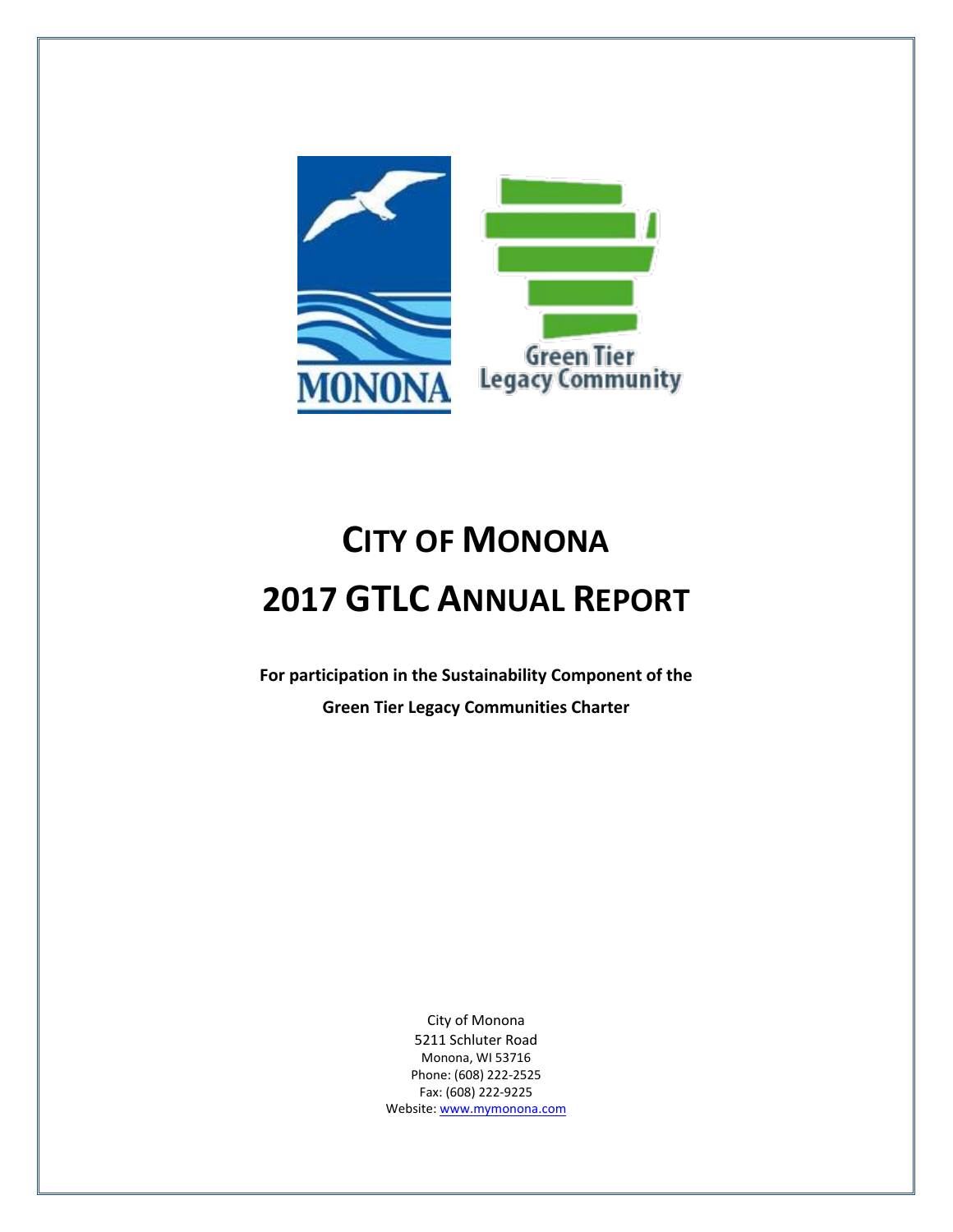# CITY OF MONONA

# 2017 GTLC ANNUAL REPORT

**For participation in the Sustainability Component of the Green Tier Legacy Communities Charter**

City of Monona
5211 Schluter Road
Monona, WI 53716
Phone: (608) 222-2525
Fax: (608) 222-9225
Website: www.mymonona.com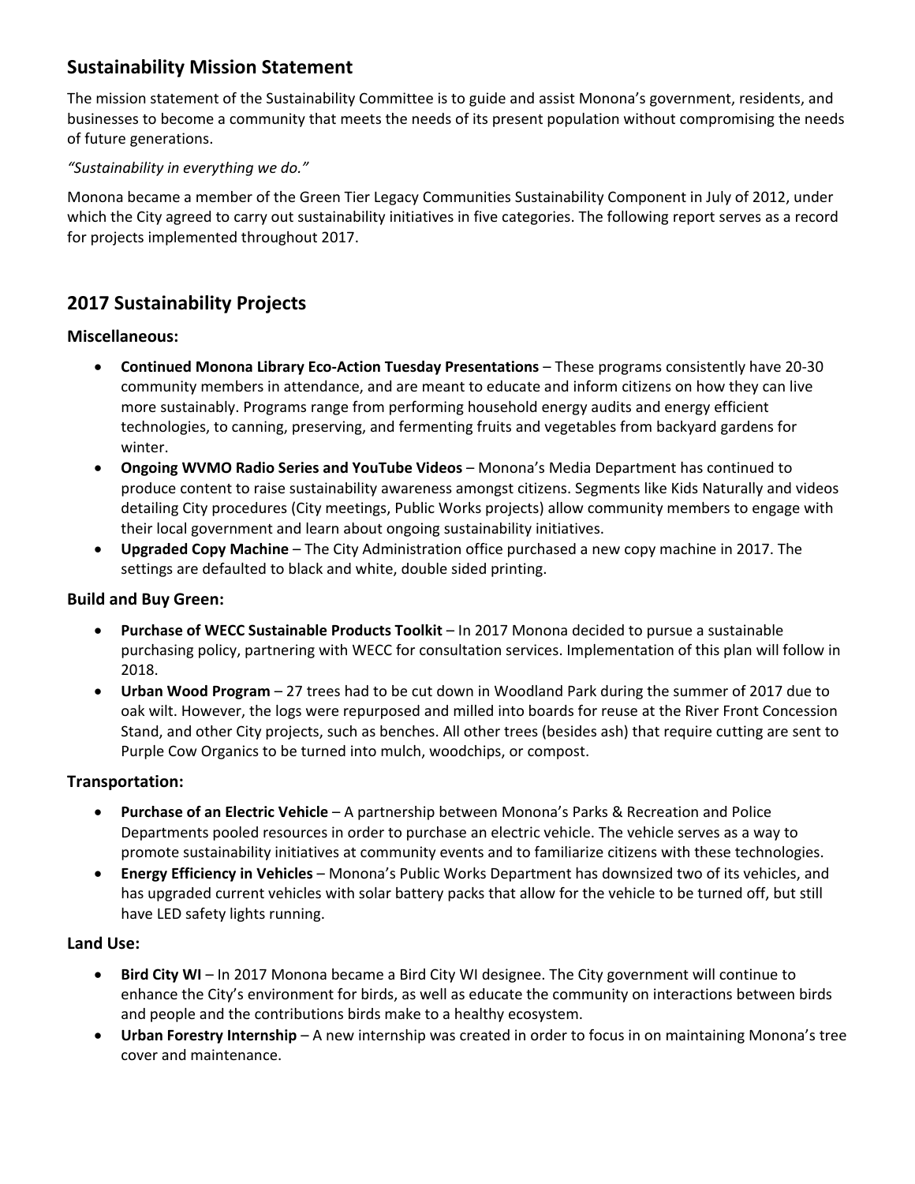## Sustainability Mission Statement

The mission statement of the Sustainability Committee is to guide and assist Monona's government, residents, and businesses to become a community that meets the needs of its present population without compromising the needs of future generations.

*"Sustainability in everything we do."*

Monona became a member of the Green Tier Legacy Communities Sustainability Component in July of 2012, under which the City agreed to carry out sustainability initiatives in five categories. The following report serves as a record for projects implemented throughout 2017.

## 2017 Sustainability Projects

### Miscellaneous:

- **Continued Monona Library Eco-Action Tuesday Presentations** – These programs consistently have 20-30 community members in attendance, and are meant to educate and inform citizens on how they can live more sustainably. Programs range from performing household energy audits and energy efficient technologies, to canning, preserving, and fermenting fruits and vegetables from backyard gardens for winter.
- **Ongoing WVMO Radio Series and YouTube Videos** – Monona's Media Department has continued to produce content to raise sustainability awareness amongst citizens. Segments like Kids Naturally and videos detailing City procedures (City meetings, Public Works projects) allow community members to engage with their local government and learn about ongoing sustainability initiatives.
- **Upgraded Copy Machine** – The City Administration office purchased a new copy machine in 2017. The settings are defaulted to black and white, double sided printing.

### Build and Buy Green:

- **Purchase of WECC Sustainable Products Toolkit** – In 2017 Monona decided to pursue a sustainable purchasing policy, partnering with WECC for consultation services. Implementation of this plan will follow in 2018.
- **Urban Wood Program** – 27 trees had to be cut down in Woodland Park during the summer of 2017 due to oak wilt. However, the logs were repurposed and milled into boards for reuse at the River Front Concession Stand, and other City projects, such as benches. All other trees (besides ash) that require cutting are sent to Purple Cow Organics to be turned into mulch, woodchips, or compost.

### Transportation:

- **Purchase of an Electric Vehicle** – A partnership between Monona's Parks & Recreation and Police Departments pooled resources in order to purchase an electric vehicle. The vehicle serves as a way to promote sustainability initiatives at community events and to familiarize citizens with these technologies.
- **Energy Efficiency in Vehicles** – Monona's Public Works Department has downsized two of its vehicles, and has upgraded current vehicles with solar battery packs that allow for the vehicle to be turned off, but still have LED safety lights running.

### Land Use:

- **Bird City WI** – In 2017 Monona became a Bird City WI designee. The City government will continue to enhance the City's environment for birds, as well as educate the community on interactions between birds and people and the contributions birds make to a healthy ecosystem.
- **Urban Forestry Internship** – A new internship was created in order to focus in on maintaining Monona's tree cover and maintenance.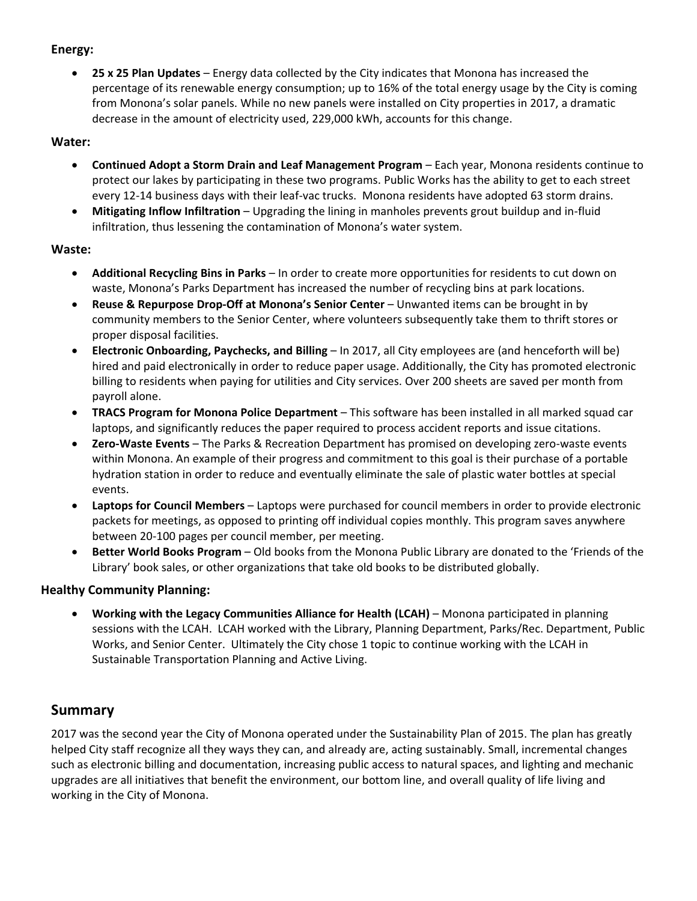**Energy:**

- **25 x 25 Plan Updates** – Energy data collected by the City indicates that Monona has increased the percentage of its renewable energy consumption; up to 16% of the total energy usage by the City is coming from Monona's solar panels. While no new panels were installed on City properties in 2017, a dramatic decrease in the amount of electricity used, 229,000 kWh, accounts for this change.

**Water:**

- **Continued Adopt a Storm Drain and Leaf Management Program** – Each year, Monona residents continue to protect our lakes by participating in these two programs. Public Works has the ability to get to each street every 12-14 business days with their leaf-vac trucks. Monona residents have adopted 63 storm drains.
- **Mitigating Inflow Infiltration** – Upgrading the lining in manholes prevents grout buildup and in-fluid infiltration, thus lessening the contamination of Monona's water system.

**Waste:**

- **Additional Recycling Bins in Parks** – In order to create more opportunities for residents to cut down on waste, Monona's Parks Department has increased the number of recycling bins at park locations.
- **Reuse & Repurpose Drop-Off at Monona's Senior Center** – Unwanted items can be brought in by community members to the Senior Center, where volunteers subsequently take them to thrift stores or proper disposal facilities.
- **Electronic Onboarding, Paychecks, and Billing** – In 2017, all City employees are (and henceforth will be) hired and paid electronically in order to reduce paper usage. Additionally, the City has promoted electronic billing to residents when paying for utilities and City services. Over 200 sheets are saved per month from payroll alone.
- **TRACS Program for Monona Police Department** – This software has been installed in all marked squad car laptops, and significantly reduces the paper required to process accident reports and issue citations.
- **Zero-Waste Events** – The Parks & Recreation Department has promised on developing zero-waste events within Monona. An example of their progress and commitment to this goal is their purchase of a portable hydration station in order to reduce and eventually eliminate the sale of plastic water bottles at special events.
- **Laptops for Council Members** – Laptops were purchased for council members in order to provide electronic packets for meetings, as opposed to printing off individual copies monthly. This program saves anywhere between 20-100 pages per council member, per meeting.
- **Better World Books Program** – Old books from the Monona Public Library are donated to the 'Friends of the Library' book sales, or other organizations that take old books to be distributed globally.

**Healthy Community Planning:**

- **Working with the Legacy Communities Alliance for Health (LCAH)** – Monona participated in planning sessions with the LCAH. LCAH worked with the Library, Planning Department, Parks/Rec. Department, Public Works, and Senior Center. Ultimately the City chose 1 topic to continue working with the LCAH in Sustainable Transportation Planning and Active Living.

## Summary

2017 was the second year the City of Monona operated under the Sustainability Plan of 2015. The plan has greatly helped City staff recognize all they ways they can, and already are, acting sustainably. Small, incremental changes such as electronic billing and documentation, increasing public access to natural spaces, and lighting and mechanic upgrades are all initiatives that benefit the environment, our bottom line, and overall quality of life living and working in the City of Monona.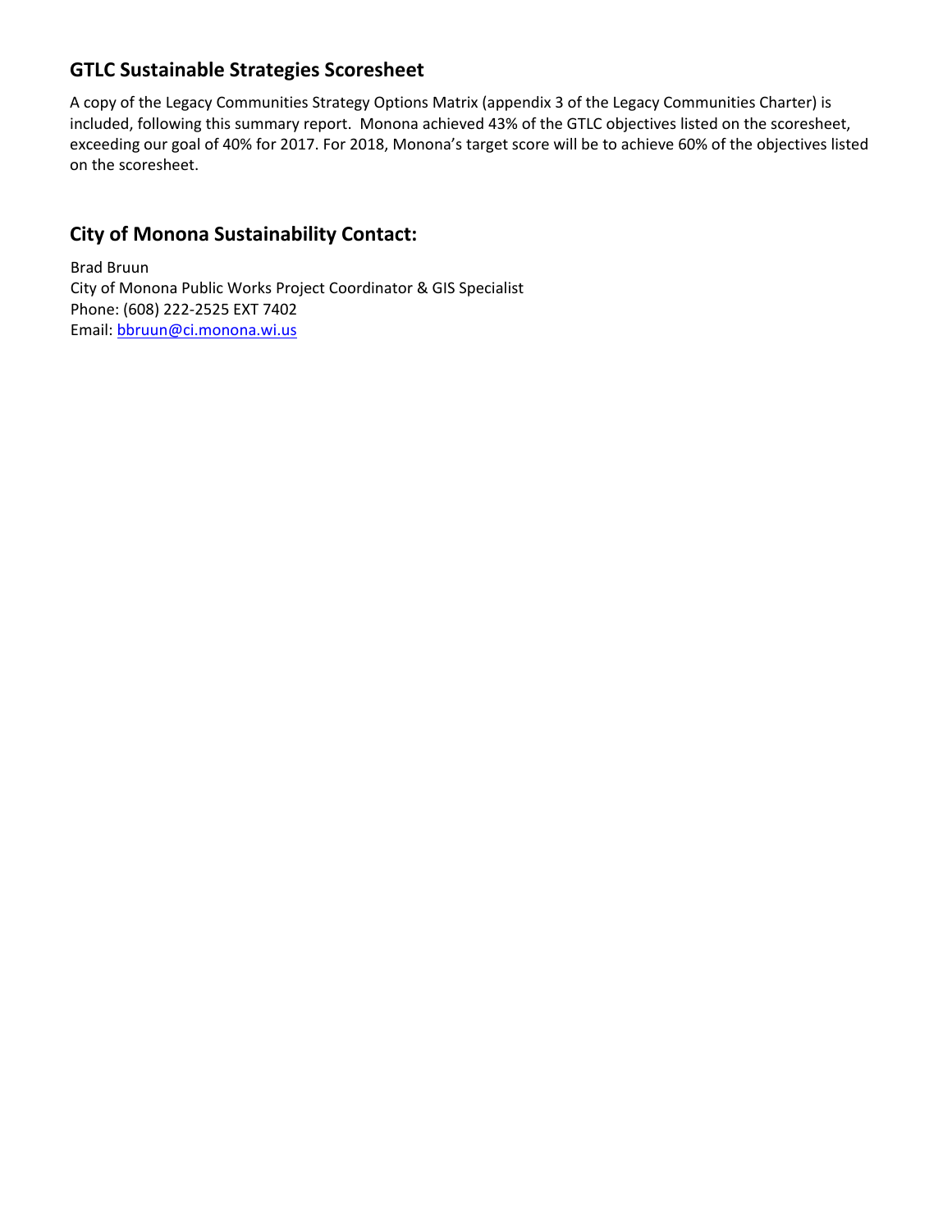## GTLC Sustainable Strategies Scoresheet

A copy of the Legacy Communities Strategy Options Matrix (appendix 3 of the Legacy Communities Charter) is included, following this summary report. Monona achieved 43% of the GTLC objectives listed on the scoresheet, exceeding our goal of 40% for 2017. For 2018, Monona's target score will be to achieve 60% of the objectives listed on the scoresheet.

## City of Monona Sustainability Contact:

Brad Bruun
City of Monona Public Works Project Coordinator & GIS Specialist
Phone: (608) 222-2525 EXT 7402
Email: bbruun@ci.monona.wi.us